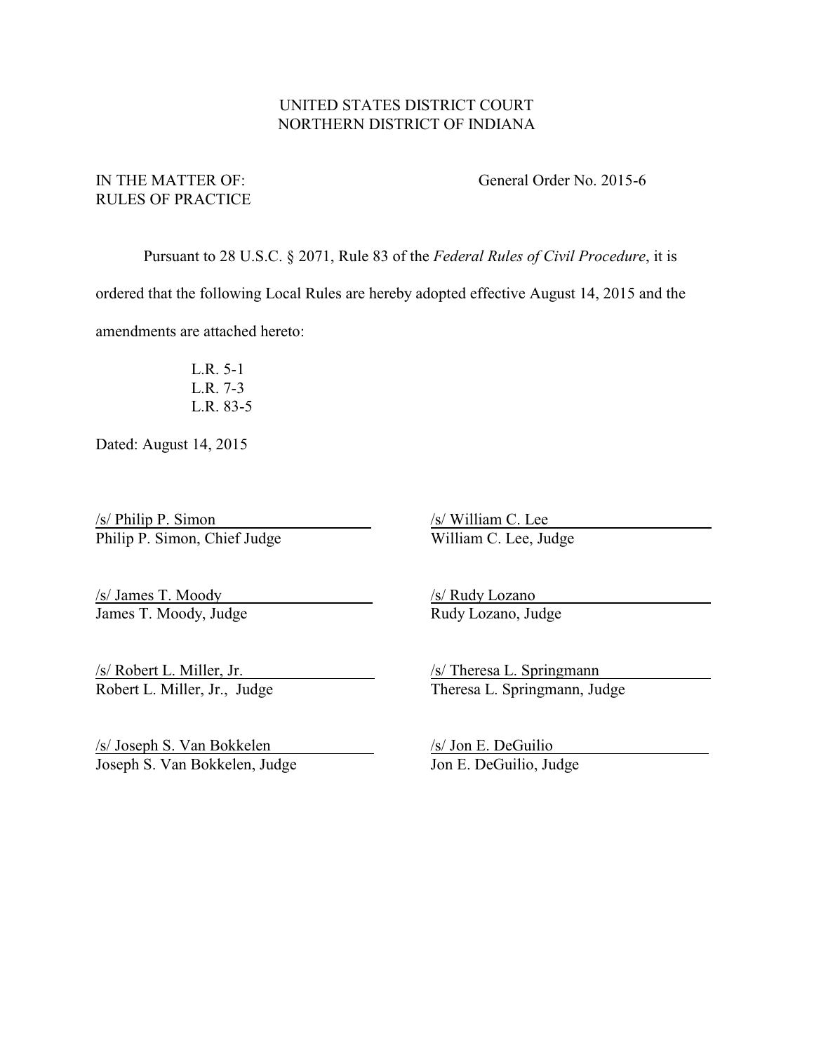UNITED STATES DISTRICT COURT
NORTHERN DISTRICT OF INDIANA

IN THE MATTER OF:
RULES OF PRACTICE

General Order No. 2015-6

Pursuant to 28 U.S.C. § 2071, Rule 83 of the *Federal Rules of Civil Procedure*, it is ordered that the following Local Rules are hereby adopted effective August 14, 2015 and the amendments are attached hereto:

L.R. 5-1
L.R. 7-3
L.R. 83-5

Dated: August 14, 2015

/s/ Philip P. Simon
Philip P. Simon, Chief Judge

/s/ William C. Lee
William C. Lee, Judge

/s/ James T. Moody
James T. Moody, Judge

/s/ Rudy Lozano
Rudy Lozano, Judge

/s/ Robert L. Miller, Jr.
Robert L. Miller, Jr., Judge

/s/ Theresa L. Springmann
Theresa L. Springmann, Judge

/s/ Joseph S. Van Bokkelen
Joseph S. Van Bokkelen, Judge

/s/ Jon E. DeGuilio
Jon E. DeGuilio, Judge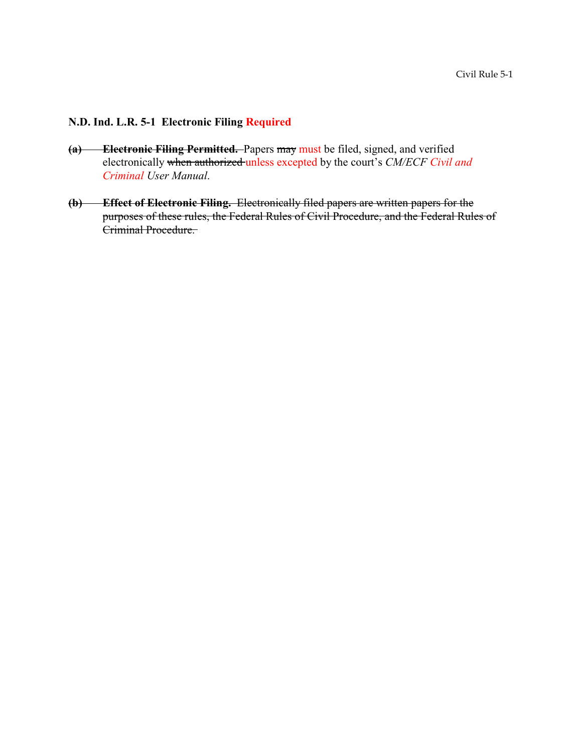## N.D. Ind. L.R. 5-1 Electronic Filing Required

~~(a) **Electronic Filing Permitted.**~~ Papers ~~may~~ must be filed, signed, and verified electronically ~~when authorized~~ unless excepted by the court's *CM/ECF Civil and Criminal User Manual*.

~~(b) **Effect of Electronic Filing.** Electronically filed papers are written papers for the purposes of these rules, the Federal Rules of Civil Procedure, and the Federal Rules of Criminal Procedure.~~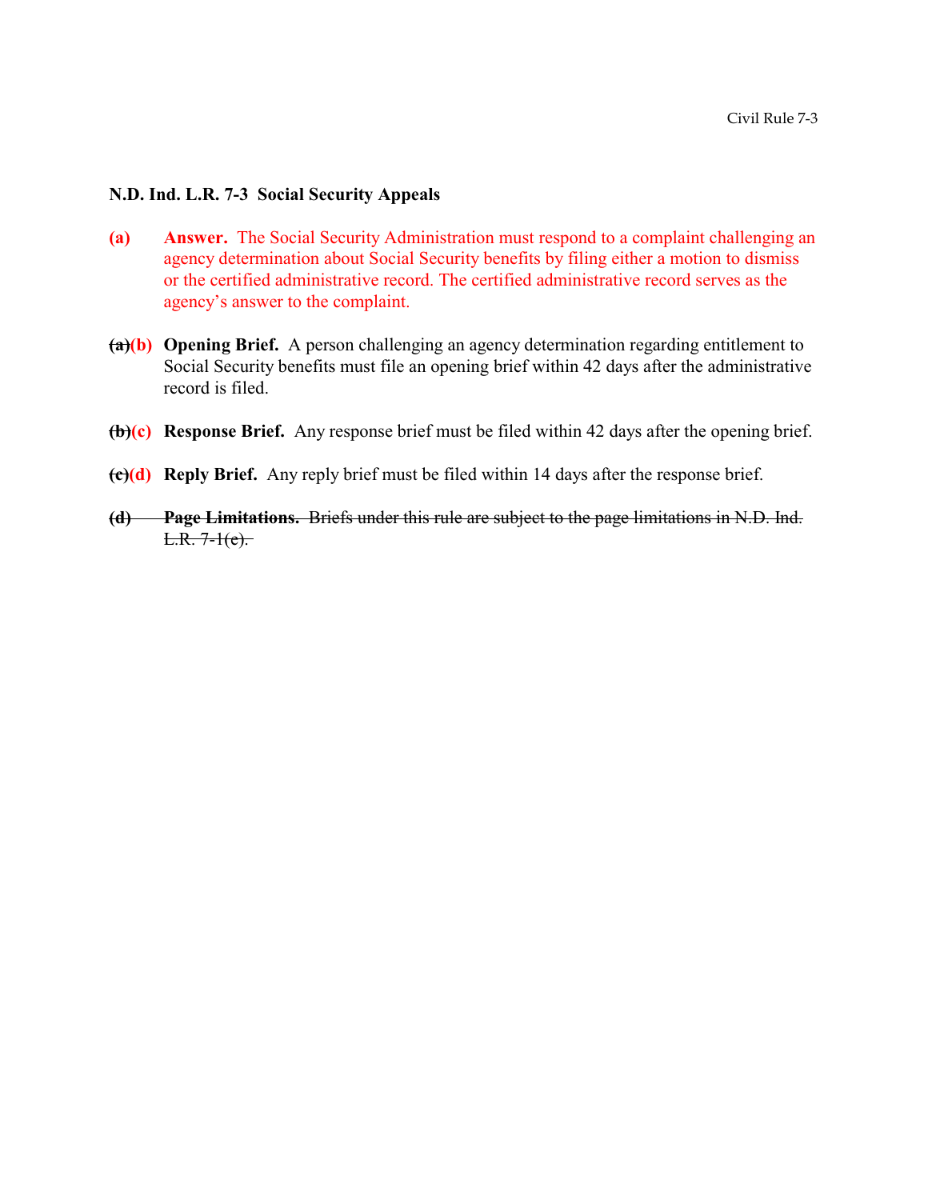## N.D. Ind. L.R. 7-3 Social Security Appeals

**(a)** **Answer.** The Social Security Administration must respond to a complaint challenging an agency determination about Social Security benefits by filing either a motion to dismiss or the certified administrative record. The certified administrative record serves as the agency's answer to the complaint.

~~**(a)**~~**(b)** **Opening Brief.** A person challenging an agency determination regarding entitlement to Social Security benefits must file an opening brief within 42 days after the administrative record is filed.

~~**(b)**~~**(c)** **Response Brief.** Any response brief must be filed within 42 days after the opening brief.

~~**(c)**~~**(d)** **Reply Brief.** Any reply brief must be filed within 14 days after the response brief.

~~**(d)** **Page Limitations.** Briefs under this rule are subject to the page limitations in N.D. Ind. L.R. 7-1(e).~~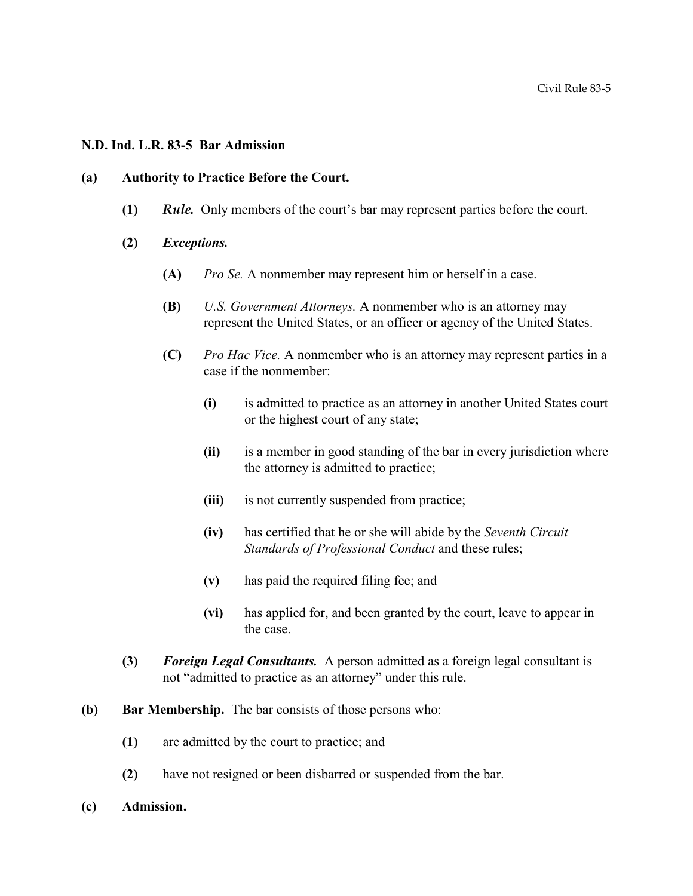**N.D. Ind. L.R. 83-5 Bar Admission**

**(a) Authority to Practice Before the Court.**

- **(1)** ***Rule.*** Only members of the court's bar may represent parties before the court.

- **(2)** ***Exceptions.***

  - **(A)** *Pro Se.* A nonmember may represent him or herself in a case.

  - **(B)** *U.S. Government Attorneys.* A nonmember who is an attorney may represent the United States, or an officer or agency of the United States.

  - **(C)** *Pro Hac Vice.* A nonmember who is an attorney may represent parties in a case if the nonmember:

    - **(i)** is admitted to practice as an attorney in another United States court or the highest court of any state;

    - **(ii)** is a member in good standing of the bar in every jurisdiction where the attorney is admitted to practice;

    - **(iii)** is not currently suspended from practice;

    - **(iv)** has certified that he or she will abide by the *Seventh Circuit Standards of Professional Conduct* and these rules;

    - **(v)** has paid the required filing fee; and

    - **(vi)** has applied for, and been granted by the court, leave to appear in the case.

- **(3)** ***Foreign Legal Consultants.*** A person admitted as a foreign legal consultant is not "admitted to practice as an attorney" under this rule.

**(b) Bar Membership.** The bar consists of those persons who:

- **(1)** are admitted by the court to practice; and

- **(2)** have not resigned or been disbarred or suspended from the bar.

**(c) Admission.**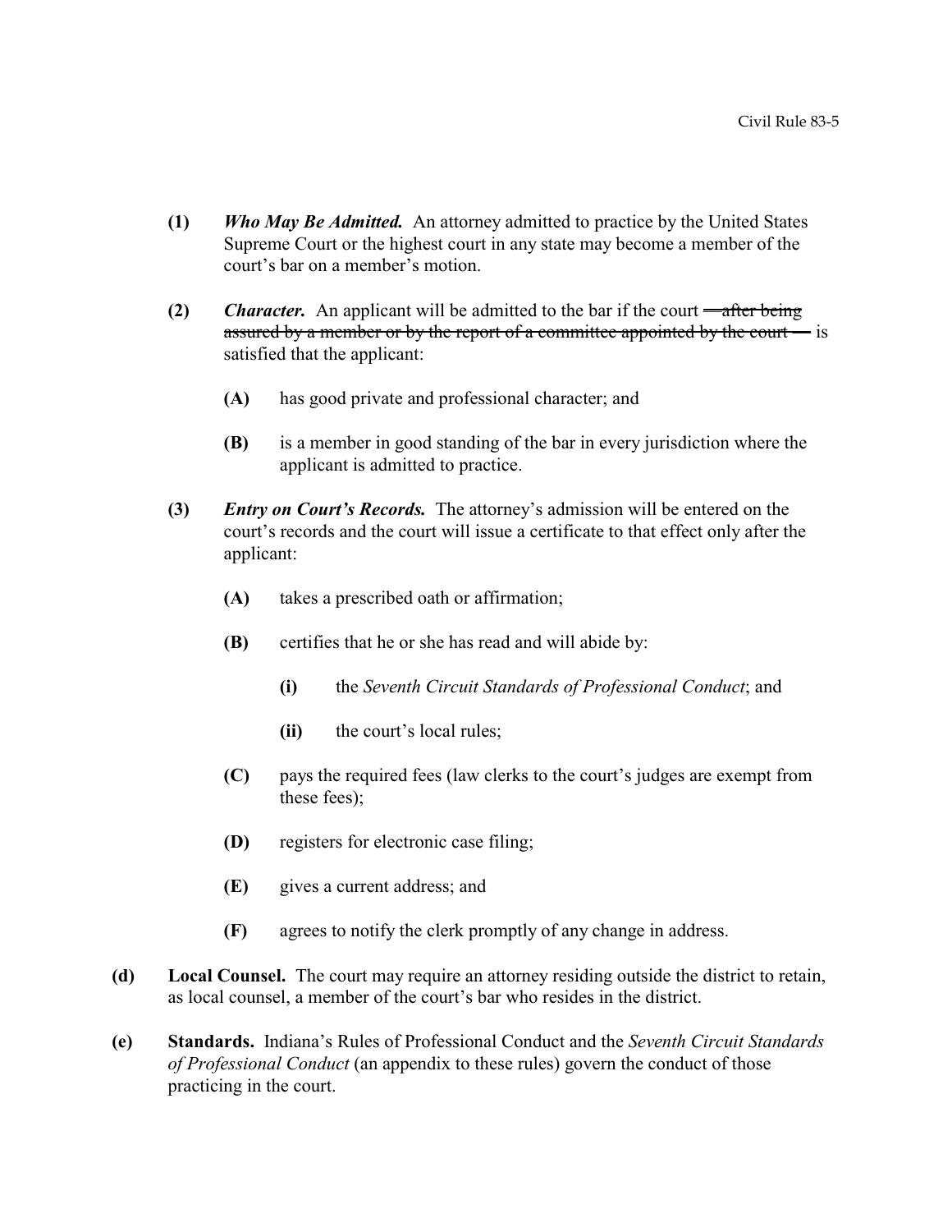**(1)** ***Who May Be Admitted.*** An attorney admitted to practice by the United States Supreme Court or the highest court in any state may become a member of the court's bar on a member's motion.

**(2)** ***Character.*** An applicant will be admitted to the bar if the court ~~— after being assured by a member or by the report of a committee appointed by the court —~~ is satisfied that the applicant:

> **(A)** has good private and professional character; and
>
> **(B)** is a member in good standing of the bar in every jurisdiction where the applicant is admitted to practice.

**(3)** ***Entry on Court's Records.*** The attorney's admission will be entered on the court's records and the court will issue a certificate to that effect only after the applicant:

> **(A)** takes a prescribed oath or affirmation;
>
> **(B)** certifies that he or she has read and will abide by:
>
> > **(i)** the *Seventh Circuit Standards of Professional Conduct*; and
> >
> > **(ii)** the court's local rules;
>
> **(C)** pays the required fees (law clerks to the court's judges are exempt from these fees);
>
> **(D)** registers for electronic case filing;
>
> **(E)** gives a current address; and
>
> **(F)** agrees to notify the clerk promptly of any change in address.

**(d)** **Local Counsel.** The court may require an attorney residing outside the district to retain, as local counsel, a member of the court's bar who resides in the district.

**(e)** **Standards.** Indiana's Rules of Professional Conduct and the *Seventh Circuit Standards of Professional Conduct* (an appendix to these rules) govern the conduct of those practicing in the court.